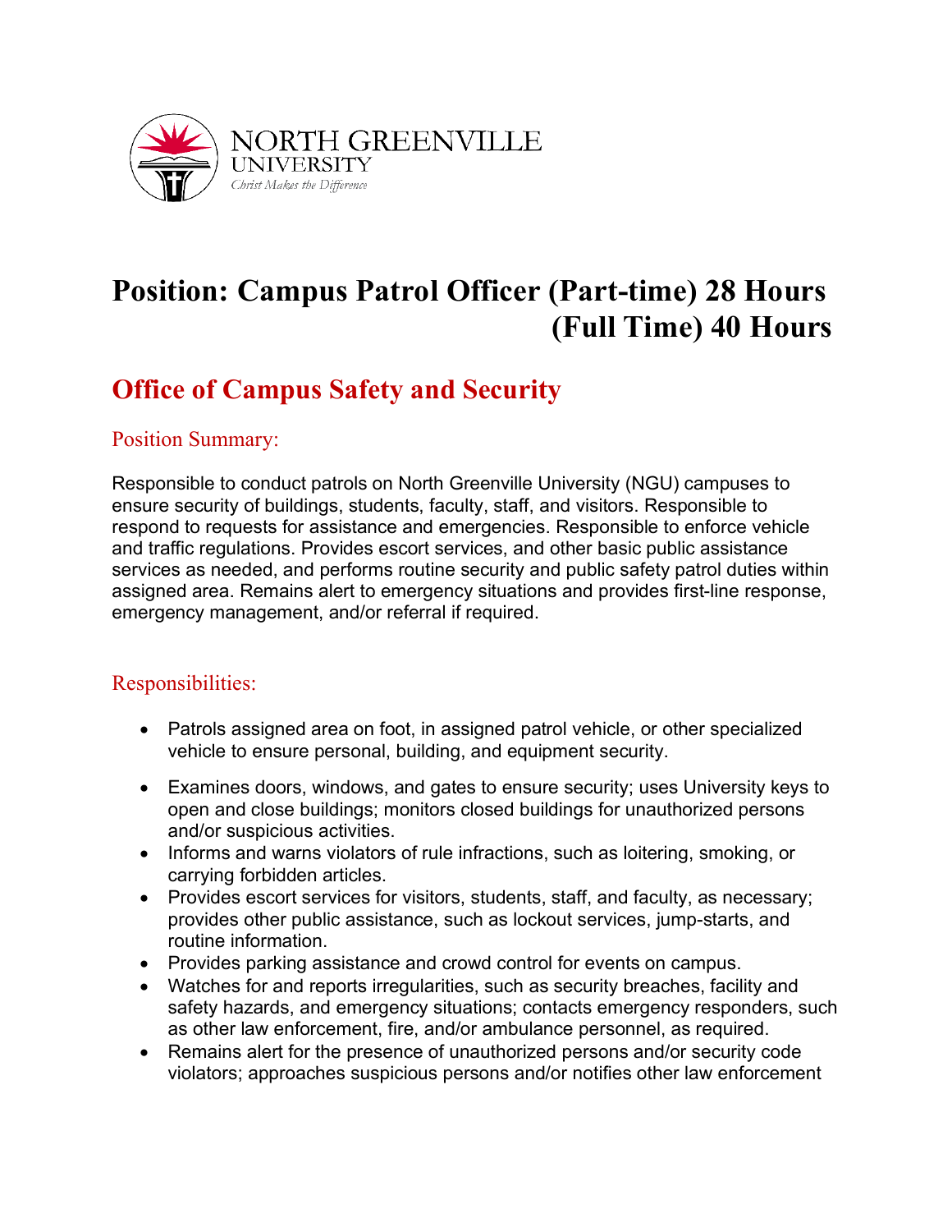NORTH GREENVILLE UNIVERSITY

*Christ Makes the Difference*

# Position: Campus Patrol Officer (Part-time) 28 Hours (Full Time) 40 Hours

## Office of Campus Safety and Security

### Position Summary:

Responsible to conduct patrols on North Greenville University (NGU) campuses to ensure security of buildings, students, faculty, staff, and visitors. Responsible to respond to requests for assistance and emergencies. Responsible to enforce vehicle and traffic regulations. Provides escort services, and other basic public assistance services as needed, and performs routine security and public safety patrol duties within assigned area. Remains alert to emergency situations and provides first-line response, emergency management, and/or referral if required.

### Responsibilities:

- Patrols assigned area on foot, in assigned patrol vehicle, or other specialized vehicle to ensure personal, building, and equipment security.
- Examines doors, windows, and gates to ensure security; uses University keys to open and close buildings; monitors closed buildings for unauthorized persons and/or suspicious activities.
- Informs and warns violators of rule infractions, such as loitering, smoking, or carrying forbidden articles.
- Provides escort services for visitors, students, staff, and faculty, as necessary; provides other public assistance, such as lockout services, jump-starts, and routine information.
- Provides parking assistance and crowd control for events on campus.
- Watches for and reports irregularities, such as security breaches, facility and safety hazards, and emergency situations; contacts emergency responders, such as other law enforcement, fire, and/or ambulance personnel, as required.
- Remains alert for the presence of unauthorized persons and/or security code violators; approaches suspicious persons and/or notifies other law enforcement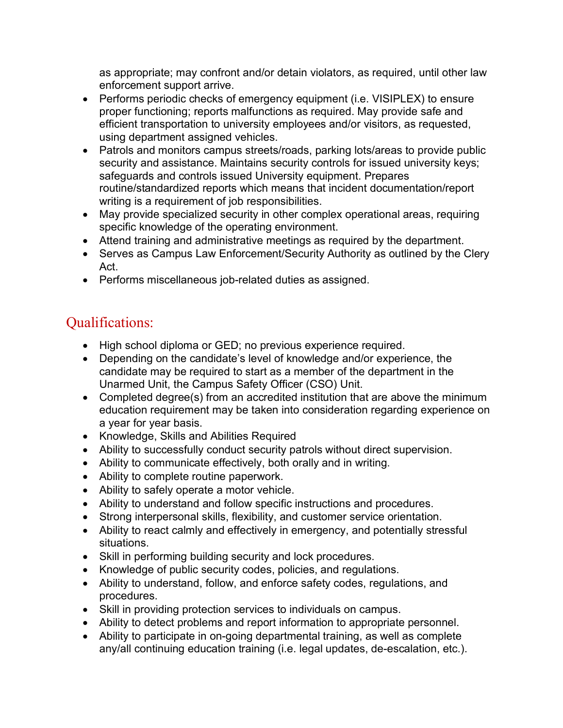as appropriate; may confront and/or detain violators, as required, until other law enforcement support arrive.

- Performs periodic checks of emergency equipment (i.e. VISIPLEX) to ensure proper functioning; reports malfunctions as required. May provide safe and efficient transportation to university employees and/or visitors, as requested, using department assigned vehicles.
- Patrols and monitors campus streets/roads, parking lots/areas to provide public security and assistance. Maintains security controls for issued university keys; safeguards and controls issued University equipment. Prepares routine/standardized reports which means that incident documentation/report writing is a requirement of job responsibilities.
- May provide specialized security in other complex operational areas, requiring specific knowledge of the operating environment.
- Attend training and administrative meetings as required by the department.
- Serves as Campus Law Enforcement/Security Authority as outlined by the Clery Act.
- Performs miscellaneous job-related duties as assigned.

## Qualifications:

- High school diploma or GED; no previous experience required.
- Depending on the candidate's level of knowledge and/or experience, the candidate may be required to start as a member of the department in the Unarmed Unit, the Campus Safety Officer (CSO) Unit.
- Completed degree(s) from an accredited institution that are above the minimum education requirement may be taken into consideration regarding experience on a year for year basis.
- Knowledge, Skills and Abilities Required
- Ability to successfully conduct security patrols without direct supervision.
- Ability to communicate effectively, both orally and in writing.
- Ability to complete routine paperwork.
- Ability to safely operate a motor vehicle.
- Ability to understand and follow specific instructions and procedures.
- Strong interpersonal skills, flexibility, and customer service orientation.
- Ability to react calmly and effectively in emergency, and potentially stressful situations.
- Skill in performing building security and lock procedures.
- Knowledge of public security codes, policies, and regulations.
- Ability to understand, follow, and enforce safety codes, regulations, and procedures.
- Skill in providing protection services to individuals on campus.
- Ability to detect problems and report information to appropriate personnel.
- Ability to participate in on-going departmental training, as well as complete any/all continuing education training (i.e. legal updates, de-escalation, etc.).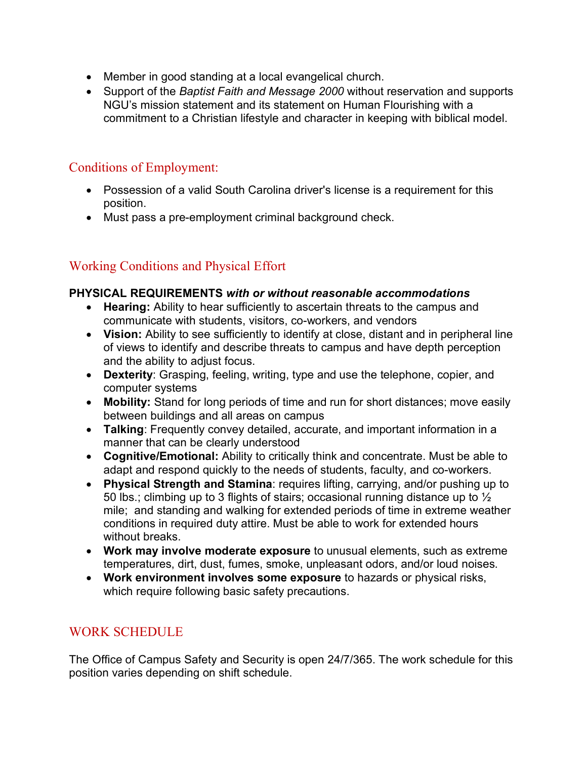- Member in good standing at a local evangelical church.
- Support of the *Baptist Faith and Message 2000* without reservation and supports NGU's mission statement and its statement on Human Flourishing with a commitment to a Christian lifestyle and character in keeping with biblical model.

## Conditions of Employment:

- Possession of a valid South Carolina driver's license is a requirement for this position.
- Must pass a pre-employment criminal background check.

## Working Conditions and Physical Effort

**PHYSICAL REQUIREMENTS *with or without reasonable accommodations***

- **Hearing:** Ability to hear sufficiently to ascertain threats to the campus and communicate with students, visitors, co-workers, and vendors
- **Vision:** Ability to see sufficiently to identify at close, distant and in peripheral line of views to identify and describe threats to campus and have depth perception and the ability to adjust focus.
- **Dexterity**: Grasping, feeling, writing, type and use the telephone, copier, and computer systems
- **Mobility:** Stand for long periods of time and run for short distances; move easily between buildings and all areas on campus
- **Talking**: Frequently convey detailed, accurate, and important information in a manner that can be clearly understood
- **Cognitive/Emotional:** Ability to critically think and concentrate. Must be able to adapt and respond quickly to the needs of students, faculty, and co-workers.
- **Physical Strength and Stamina**: requires lifting, carrying, and/or pushing up to 50 lbs.; climbing up to 3 flights of stairs; occasional running distance up to ½ mile; and standing and walking for extended periods of time in extreme weather conditions in required duty attire. Must be able to work for extended hours without breaks.
- **Work may involve moderate exposure** to unusual elements, such as extreme temperatures, dirt, dust, fumes, smoke, unpleasant odors, and/or loud noises.
- **Work environment involves some exposure** to hazards or physical risks, which require following basic safety precautions.

## WORK SCHEDULE

The Office of Campus Safety and Security is open 24/7/365. The work schedule for this position varies depending on shift schedule.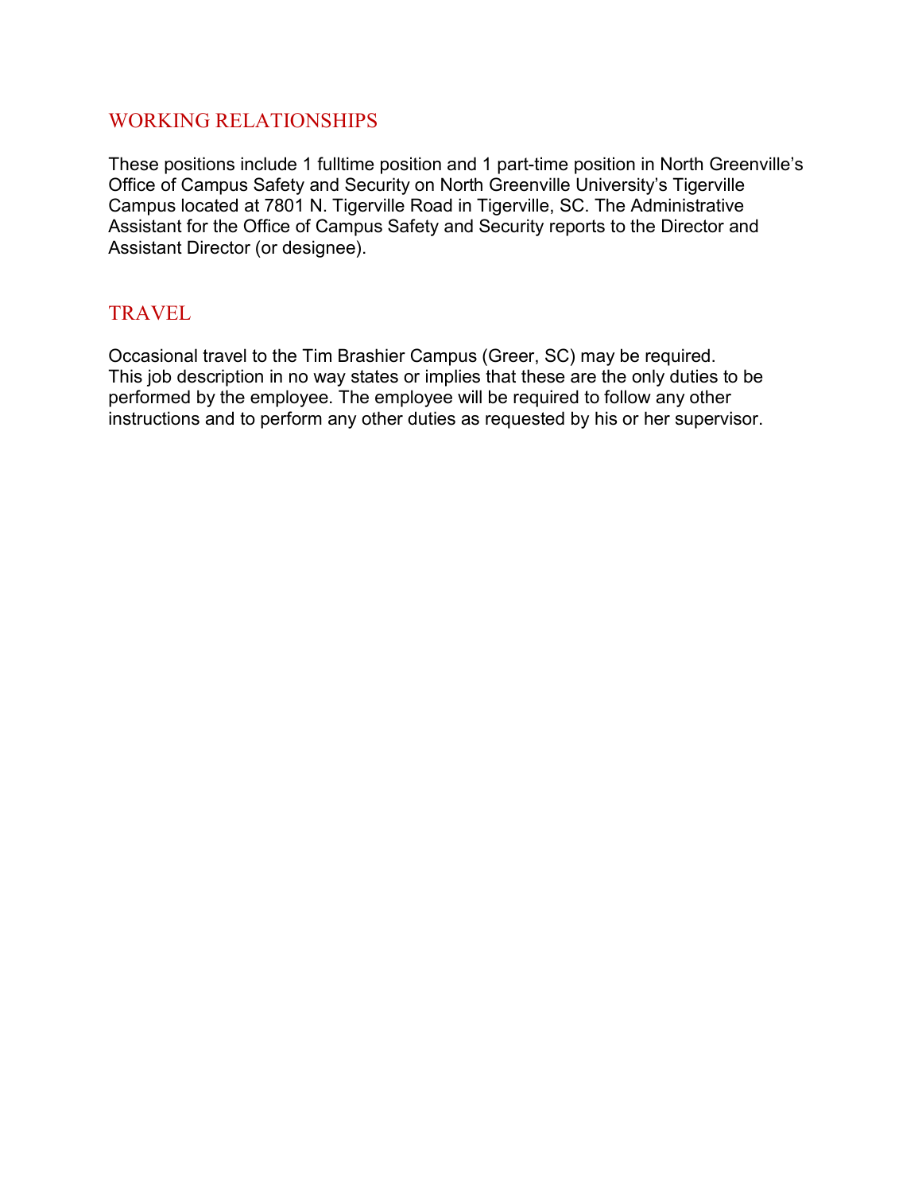## WORKING RELATIONSHIPS

These positions include 1 fulltime position and 1 part-time position in North Greenville's Office of Campus Safety and Security on North Greenville University's Tigerville Campus located at 7801 N. Tigerville Road in Tigerville, SC. The Administrative Assistant for the Office of Campus Safety and Security reports to the Director and Assistant Director (or designee).

## TRAVEL

Occasional travel to the Tim Brashier Campus (Greer, SC) may be required.
This job description in no way states or implies that these are the only duties to be performed by the employee. The employee will be required to follow any other instructions and to perform any other duties as requested by his or her supervisor.